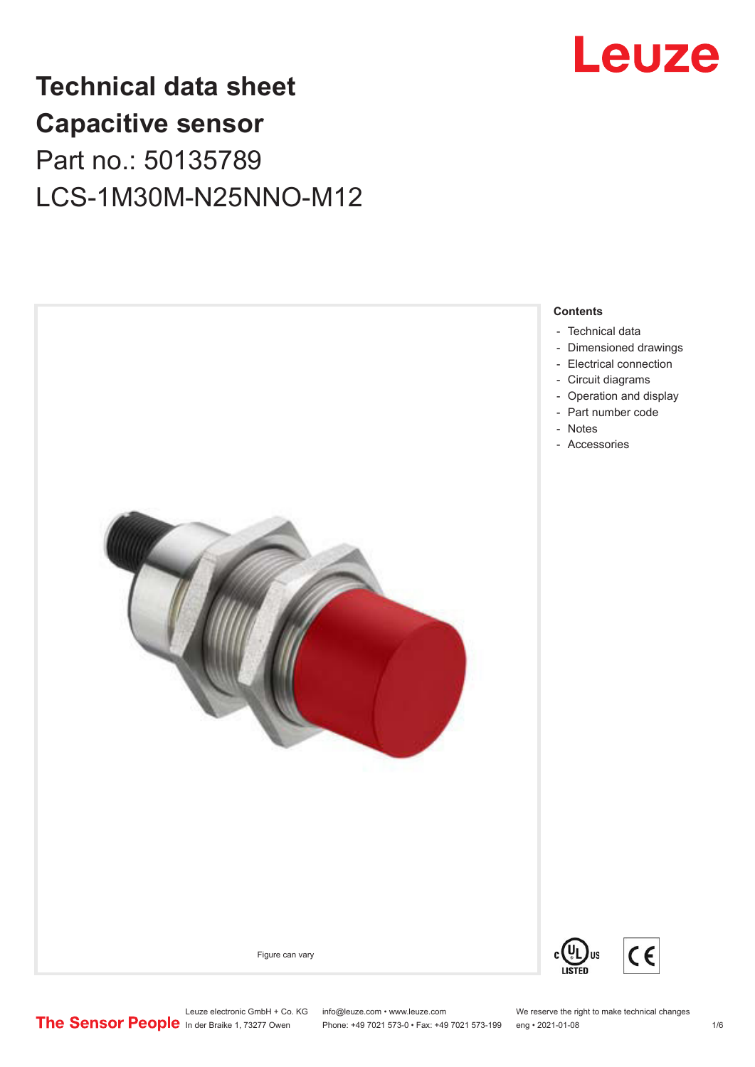Leuze

# Technical data sheet
# Capacitive sensor

Part no.: 50135789

LCS-1M30M-N25NNO-M12

Figure can vary

**Contents**

- Technical data
- Dimensioned drawings
- Electrical connection
- Circuit diagrams
- Operation and display
- Part number code
- Notes
- Accessories

Leuze electronic GmbH + Co. KG
In der Braike 1, 73277 Owen

info@leuze.com • www.leuze.com
Phone: +49 7021 573-0 • Fax: +49 7021 573-199

We reserve the right to make technical changes
eng • 2021-01-08

The Sensor People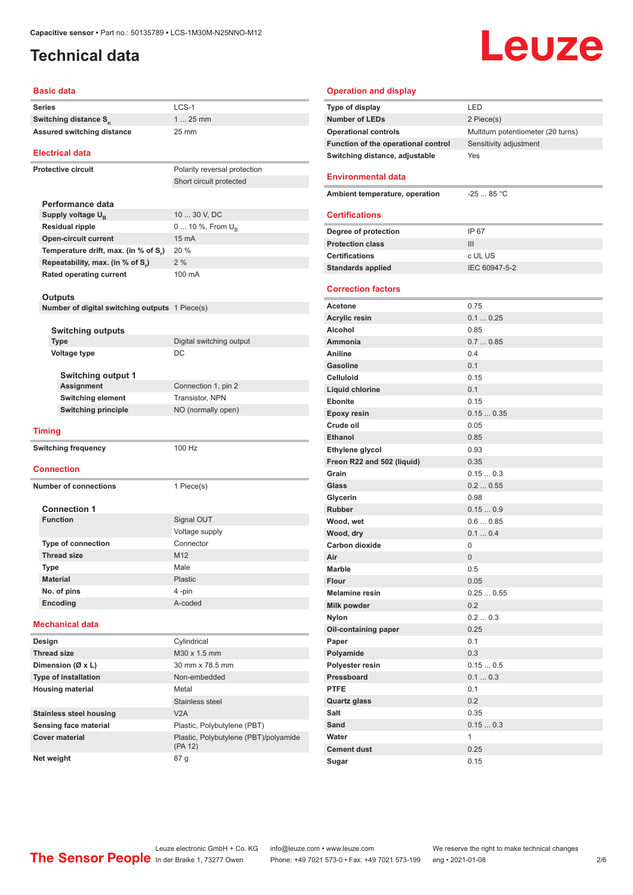# Technical data

## Basic data

| | |
|---|---|
| Series | LCS-1 |
| Switching distance $S_n$ | 1 ... 25 mm |
| Assured switching distance | 25 mm |

## Electrical data

| | |
|---|---|
| Protective circuit | Polarity reversal protection |
| | Short circuit protected |

### Performance data

| | |
|---|---|
| Supply voltage $U_B$ | 10 ... 30 V, DC |
| Residual ripple | 0 ... 10 %, From $U_B$ |
| Open-circuit current | 15 mA |
| Temperature drift, max. (in % of $S_r$) | 20 % |
| Repeatability, max. (in % of $S_r$) | 2 % |
| Rated operating current | 100 mA |

### Outputs

| | |
|---|---|
| Number of digital switching outputs | 1 Piece(s) |

#### Switching outputs

| | |
|---|---|
| Type | Digital switching output |
| Voltage type | DC |

##### Switching output 1

| | |
|---|---|
| Assignment | Connection 1, pin 2 |
| Switching element | Transistor, NPN |
| Switching principle | NO (normally open) |

## Timing

| | |
|---|---|
| Switching frequency | 100 Hz |

## Connection

| | |
|---|---|
| Number of connections | 1 Piece(s) |

### Connection 1

| | |
|---|---|
| Function | Signal OUT |
| | Voltage supply |
| Type of connection | Connector |
| Thread size | M12 |
| Type | Male |
| Material | Plastic |
| No. of pins | 4 -pin |
| Encoding | A-coded |

## Mechanical data

| | |
|---|---|
| Design | Cylindrical |
| Thread size | M30 x 1.5 mm |
| Dimension (Ø x L) | 30 mm x 78.5 mm |
| Type of installation | Non-embedded |
| Housing material | Metal |
| | Stainless steel |
| Stainless steel housing | V2A |
| Sensing face material | Plastic, Polybutylene (PBT) |
| Cover material | Plastic, Polybutylene (PBT)/polyamide (PA 12) |
| Net weight | 87 g |

## Operation and display

| | |
|---|---|
| Type of display | LED |
| Number of LEDs | 2 Piece(s) |
| Operational controls | Multiturn potentiometer (20 turns) |
| Function of the operational control | Sensitivity adjustment |
| Switching distance, adjustable | Yes |

## Environmental data

| | |
|---|---|
| Ambient temperature, operation | -25 ... 85 °C |

## Certifications

| | |
|---|---|
| Degree of protection | IP 67 |
| Protection class | III |
| Certifications | c UL US |
| Standards applied | IEC 60947-5-2 |

## Correction factors

| | |
|---|---|
| Acetone | 0.75 |
| Acrylic resin | 0.1 ... 0.25 |
| Alcohol | 0.85 |
| Ammonia | 0.7 ... 0.85 |
| Aniline | 0.4 |
| Gasoline | 0.1 |
| Celluloid | 0.15 |
| Liquid chlorine | 0.1 |
| Ebonite | 0.15 |
| Epoxy resin | 0.15 ... 0.35 |
| Crude oil | 0.05 |
| Ethanol | 0.85 |
| Ethylene glycol | 0.93 |
| Freon R22 and 502 (liquid) | 0.35 |
| Grain | 0.15 ... 0.3 |
| Glass | 0.2 ... 0.55 |
| Glycerin | 0.98 |
| Rubber | 0.15 ... 0.9 |
| Wood, wet | 0.6 ... 0.85 |
| Wood, dry | 0.1 ... 0.4 |
| Carbon dioxide | 0 |
| Air | 0 |
| Marble | 0.5 |
| Flour | 0.05 |
| Melamine resin | 0.25 ... 0.55 |
| Milk powder | 0.2 |
| Nylon | 0.2 ... 0.3 |
| Oil-containing paper | 0.25 |
| Paper | 0.1 |
| Polyamide | 0.3 |
| Polyester resin | 0.15 ... 0.5 |
| Pressboard | 0.1 ... 0.3 |
| PTFE | 0.1 |
| Quartz glass | 0.2 |
| Salt | 0.35 |
| Sand | 0.15 ... 0.3 |
| Water | 1 |
| Cement dust | 0.25 |
| Sugar | 0.15 |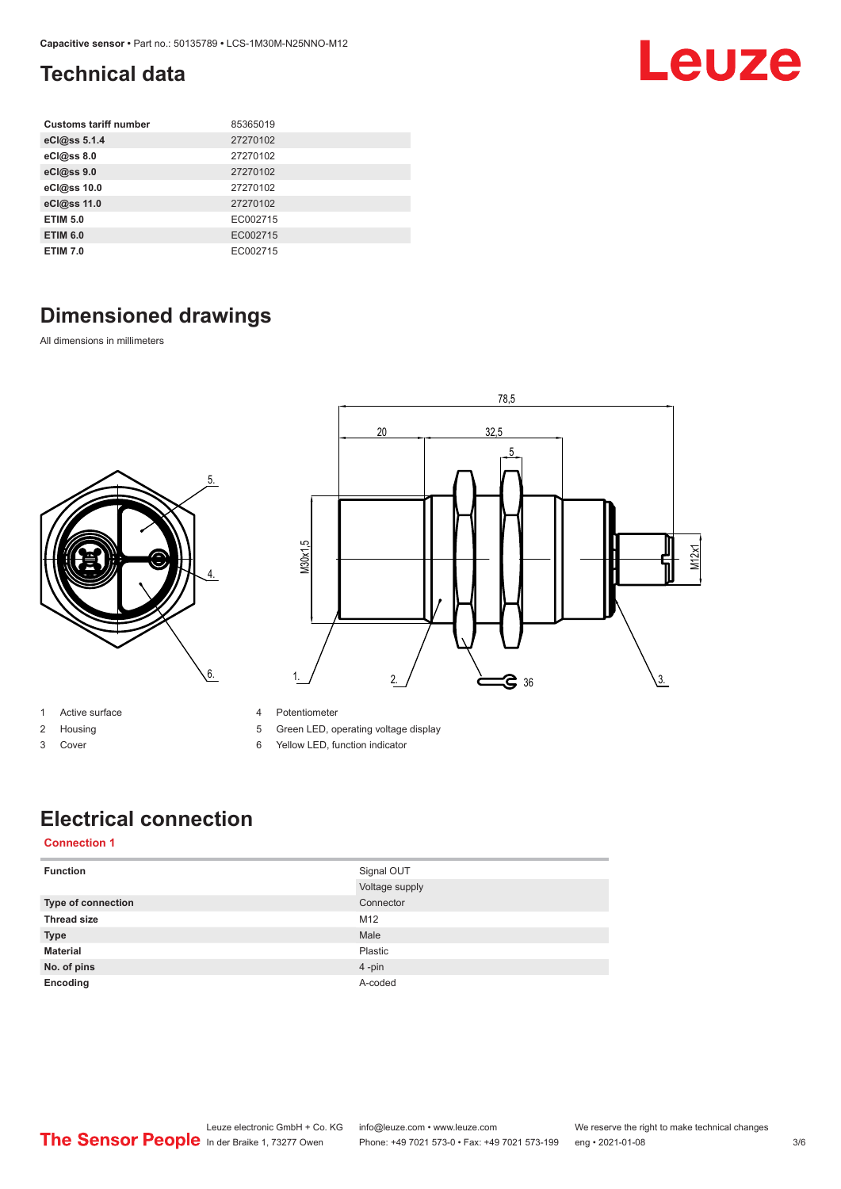# Technical data

| Customs tariff number | 85365019 |
| --- | --- |
| eCl@ss 5.1.4 | 27270102 |
| eCl@ss 8.0 | 27270102 |
| eCl@ss 9.0 | 27270102 |
| eCl@ss 10.0 | 27270102 |
| eCl@ss 11.0 | 27270102 |
| ETIM 5.0 | EC002715 |
| ETIM 6.0 | EC002715 |
| ETIM 7.0 | EC002715 |

# Dimensioned drawings

All dimensions in millimeters

1 Active surface
2 Housing
3 Cover
4 Potentiometer
5 Green LED, operating voltage display
6 Yellow LED, function indicator

# Electrical connection

**Connection 1**

| Function | Signal OUT |
| --- | --- |
| | Voltage supply |
| Type of connection | Connector |
| Thread size | M12 |
| Type | Male |
| Material | Plastic |
| No. of pins | 4 -pin |
| Encoding | A-coded |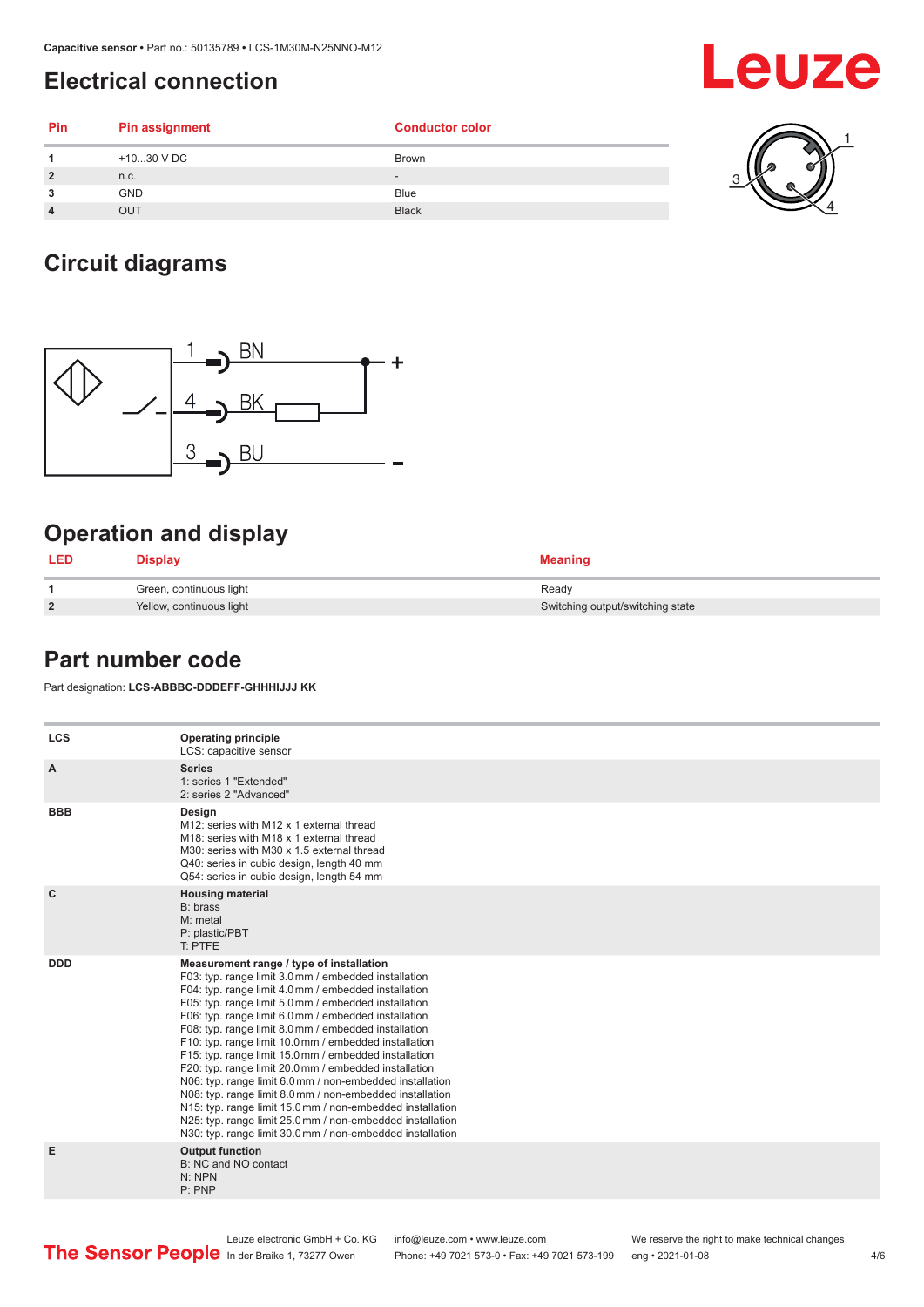# Electrical connection

| Pin | Pin assignment | Conductor color |
|---|---|---|
| 1 | +10...30 V DC | Brown |
| 2 | n.c. | - |
| 3 | GND | Blue |
| 4 | OUT | Black |

# Circuit diagrams

# Operation and display

| LED | Display | Meaning |
|---|---|---|
| 1 | Green, continuous light | Ready |
| 2 | Yellow, continuous light | Switching output/switching state |

# Part number code

Part designation: **LCS-ABBBC-DDDEFF-GHHHIJJJ KK**

| | |
|---|---|
| **LCS** | **Operating principle**<br>LCS: capacitive sensor |
| **A** | **Series**<br>1: series 1 "Extended"<br>2: series 2 "Advanced" |
| **BBB** | **Design**<br>M12: series with M12 x 1 external thread<br>M18: series with M18 x 1 external thread<br>M30: series with M30 x 1.5 external thread<br>Q40: series in cubic design, length 40 mm<br>Q54: series in cubic design, length 54 mm |
| **C** | **Housing material**<br>B: brass<br>M: metal<br>P: plastic/PBT<br>T: PTFE |
| **DDD** | **Measurement range / type of installation**<br>F03: typ. range limit 3.0 mm / embedded installation<br>F04: typ. range limit 4.0 mm / embedded installation<br>F05: typ. range limit 5.0 mm / embedded installation<br>F06: typ. range limit 6.0 mm / embedded installation<br>F08: typ. range limit 8.0 mm / embedded installation<br>F10: typ. range limit 10.0 mm / embedded installation<br>F15: typ. range limit 15.0 mm / embedded installation<br>F20: typ. range limit 20.0 mm / embedded installation<br>N06: typ. range limit 6.0 mm / non-embedded installation<br>N08: typ. range limit 8.0 mm / non-embedded installation<br>N15: typ. range limit 15.0 mm / non-embedded installation<br>N25: typ. range limit 25.0 mm / non-embedded installation<br>N30: typ. range limit 30.0 mm / non-embedded installation |
| **E** | **Output function**<br>B: NC and NO contact<br>N: NPN<br>P: PNP |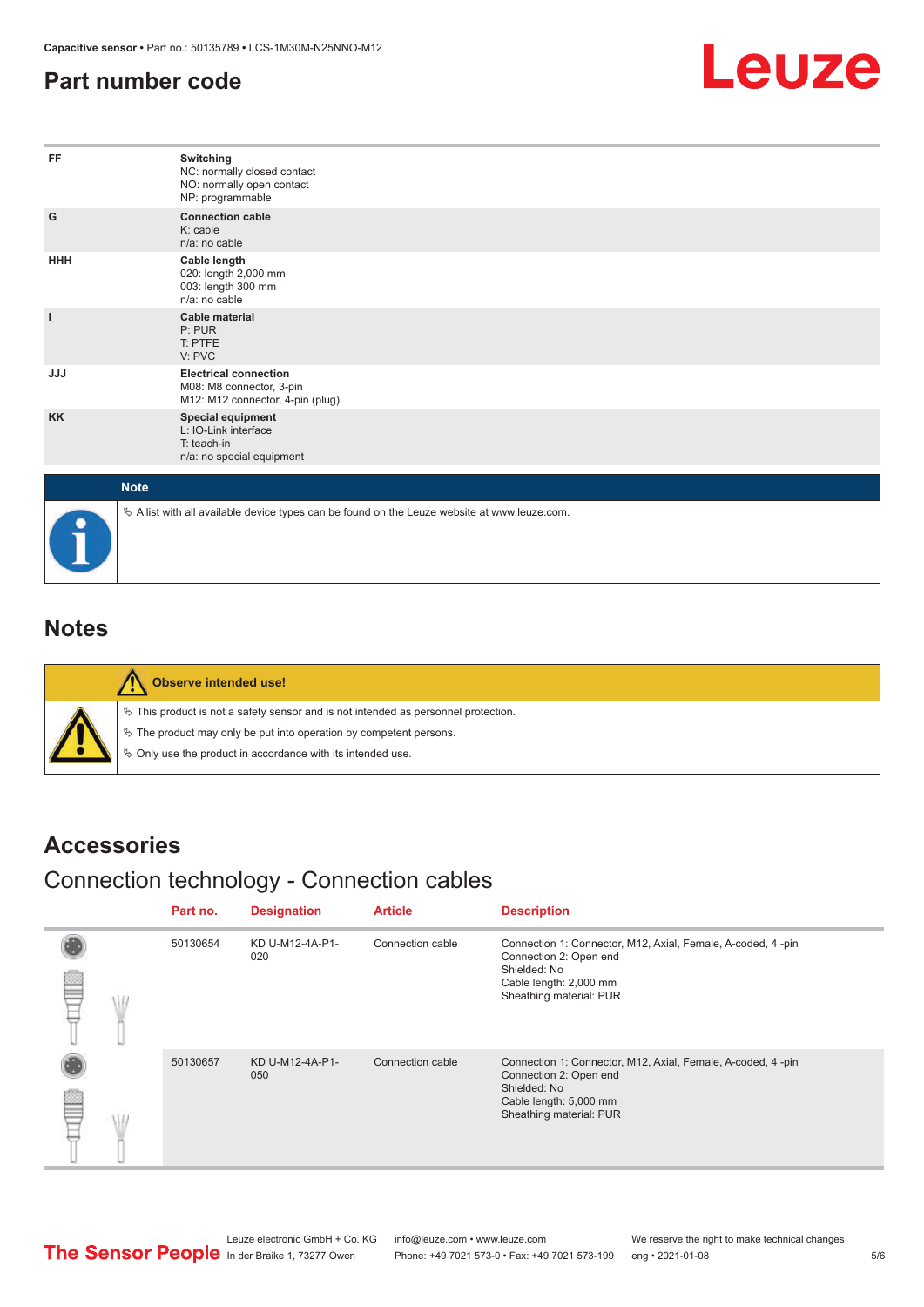# Part number code

| | |
|---|---|
| FF | **Switching**<br>NC: normally closed contact<br>NO: normally open contact<br>NP: programmable |
| G | **Connection cable**<br>K: cable<br>n/a: no cable |
| HHH | **Cable length**<br>020: length 2,000 mm<br>003: length 300 mm<br>n/a: no cable |
| I | **Cable material**<br>P: PUR<br>T: PTFE<br>V: PVC |
| JJJ | **Electrical connection**<br>M08: M8 connector, 3-pin<br>M12: M12 connector, 4-pin (plug) |
| KK | **Special equipment**<br>L: IO-Link interface<br>T: teach-in<br>n/a: no special equipment |

**Note**

- A list with all available device types can be found on the Leuze website at www.leuze.com.

## Notes

**Observe intended use!**

- This product is not a safety sensor and is not intended as personnel protection.
- The product may only be put into operation by competent persons.
- Only use the product in accordance with its intended use.

## Accessories

### Connection technology - Connection cables

| Part no. | Designation | Article | Description |
|---|---|---|---|
| 50130654 | KD U-M12-4A-P1-020 | Connection cable | Connection 1: Connector, M12, Axial, Female, A-coded, 4 -pin<br>Connection 2: Open end<br>Shielded: No<br>Cable length: 2,000 mm<br>Sheathing material: PUR |
| 50130657 | KD U-M12-4A-P1-050 | Connection cable | Connection 1: Connector, M12, Axial, Female, A-coded, 4 -pin<br>Connection 2: Open end<br>Shielded: No<br>Cable length: 5,000 mm<br>Sheathing material: PUR |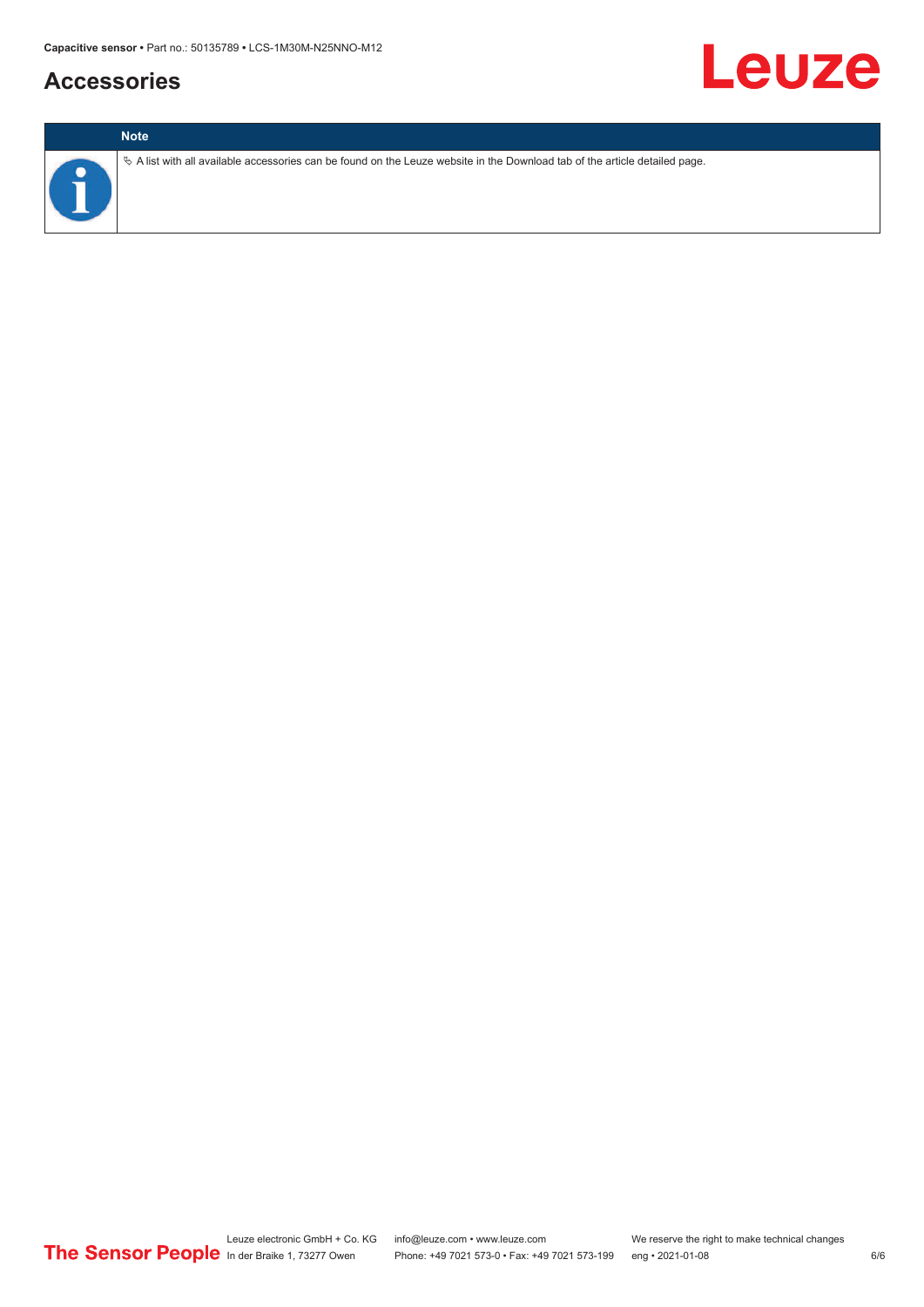## Accessories

| | Note |
|---|---|
| | ↳ A list with all available accessories can be found on the Leuze website in the Download tab of the article detailed page. |